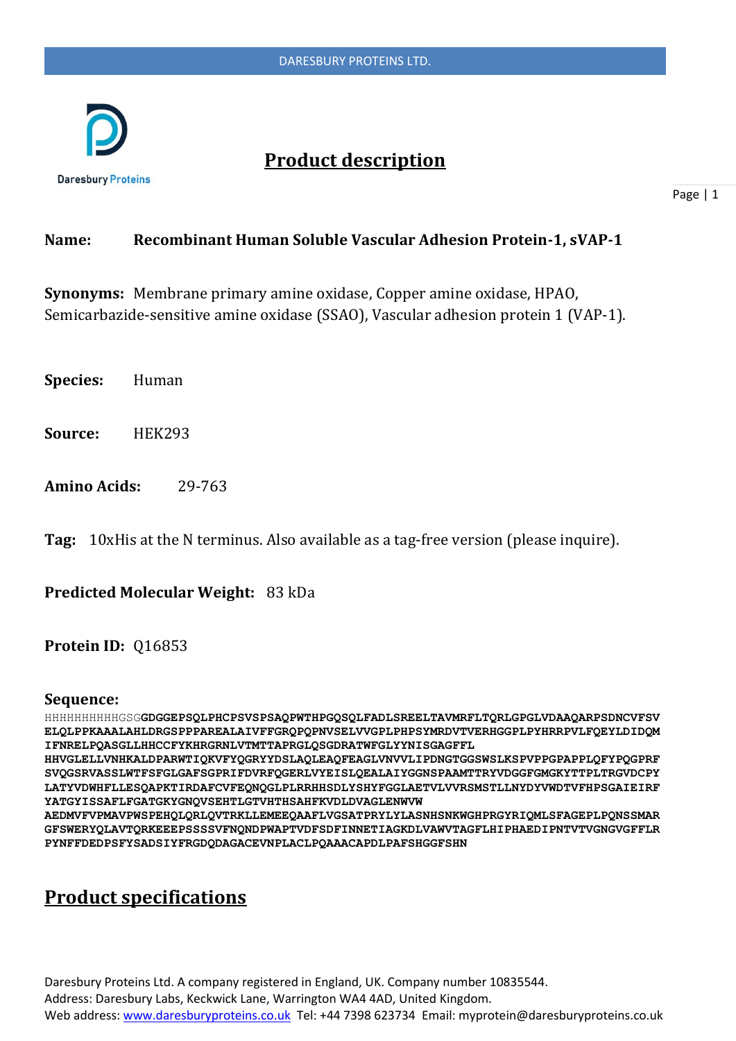# Product description

**Name:** **Recombinant Human Soluble Vascular Adhesion Protein-1, sVAP-1**

**Synonyms:** Membrane primary amine oxidase, Copper amine oxidase, HPAO, Semicarbazide-sensitive amine oxidase (SSAO), Vascular adhesion protein 1 (VAP-1).

**Species:** Human

**Source:** HEK293

**Amino Acids:** 29-763

**Tag:** 10xHis at the N terminus. Also available as a tag-free version (please inquire).

**Predicted Molecular Weight:** 83 kDa

**Protein ID:** Q16853

**Sequence:**

HHHHHHHHHHGSG**GDGGEPSQLPHCPSVSPSAQPWTHPGQSQLFADLSREELTAVMRFLTQRLGPGLVDAAQARPSDNCVFSV ELQLPPKAAALAHLDRGSPPPAREALAIVFFGRQPQPNVSELVVGPLPHPSYMRDVTVERHGGPLPYHRRPVLFQEYLDIDQM IFNRELPQASGLLHHCCFYKHRGRNLVTMTTAPRGLQSGDRATWFGLYYNISGAGFFL HHVGLELLVNHKALDPARWTIQKVFYQGRYYDSLAQLEAQFEAGLVNVVLIPDNGTGGSWSLKSPVPPGPAPPLQFYPQGPRF SVQGSRVASSLWTFSFGLGAFSGPRIFDVRFQGERLVYEISLQEALAIYGGNSPAAMTTRYVDGGFGMGKYTTPLTRGVDCPY LATYVDWHFLLESQAPKTIRDAFCVFEQNQGLPLRRHHSDLYSHYFGGLAETVLVVRSMSTLLNYDYVWDTVFHPSGAIEIRF YATGYISSAFLFGATGKYGNQVSEHTLGTVHTHSAHFKVDLDVAGLENWVW AEDMVFVPMAVPWSPEHQLQRLQVTRKLLEMEEQAAFLVGSATPRYLYLASNHSNKWGHPRGYRIQMLSFAGEPLPQNSSMAR GFSWERYQLAVTQRKEEEPSSSSVFNQNDPWAPTVDFSDFINNETIAGKDLVAWVTAGFLHIPHAEDIPNTVTVGNGVGFFLR PYNFFDEDPSFYSADSIYFRGDQDAGACEVNPLACLPQAAACAPDLPAFSHGGFSHN**

# Product specifications

Daresbury Proteins Ltd. A company registered in England, UK. Company number 10835544.
Address: Daresbury Labs, Keckwick Lane, Warrington WA4 4AD, United Kingdom.
Web address: www.daresburyproteins.co.uk Tel: +44 7398 623734 Email: myprotein@daresburyproteins.co.uk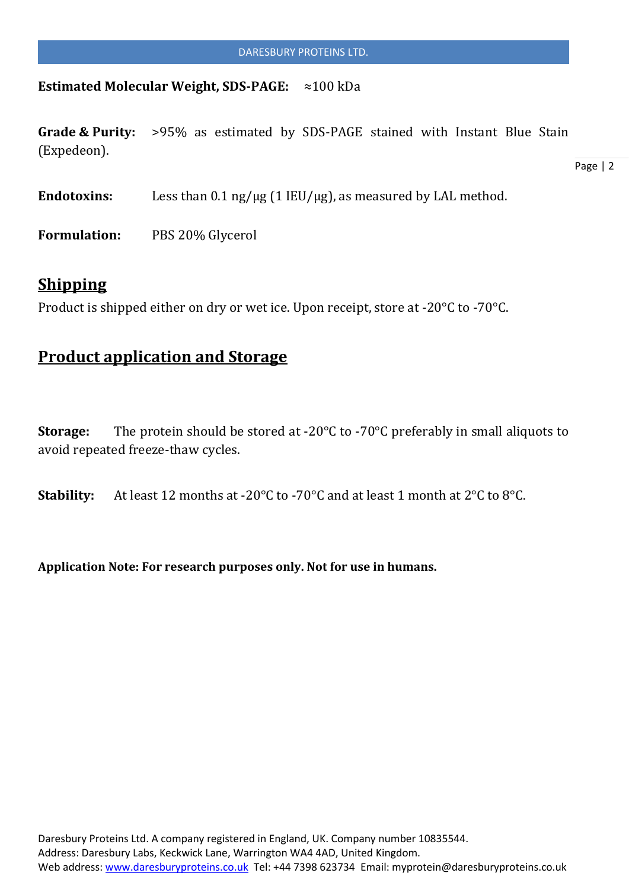**Estimated Molecular Weight, SDS-PAGE:** ≈100 kDa

**Grade & Purity:** >95% as estimated by SDS-PAGE stained with Instant Blue Stain (Expedeon).

**Endotoxins:** Less than 0.1 ng/µg (1 IEU/µg), as measured by LAL method.

**Formulation:** PBS 20% Glycerol

## Shipping

Product is shipped either on dry or wet ice. Upon receipt, store at -20°C to -70°C.

## Product application and Storage

**Storage:** The protein should be stored at -20°C to -70°C preferably in small aliquots to avoid repeated freeze-thaw cycles.

**Stability:** At least 12 months at -20°C to -70°C and at least 1 month at 2°C to 8°C.

**Application Note: For research purposes only. Not for use in humans.**

Daresbury Proteins Ltd. A company registered in England, UK. Company number 10835544.
Address: Daresbury Labs, Keckwick Lane, Warrington WA4 4AD, United Kingdom.
Web address: www.daresburyproteins.co.uk Tel: +44 7398 623734 Email: myprotein@daresburyproteins.co.uk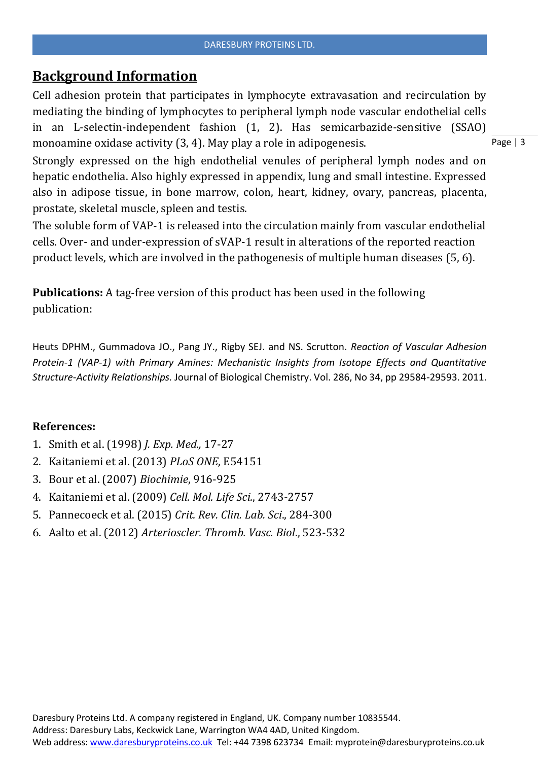## Background Information

Cell adhesion protein that participates in lymphocyte extravasation and recirculation by mediating the binding of lymphocytes to peripheral lymph node vascular endothelial cells in an L-selectin-independent fashion (1, 2). Has semicarbazide-sensitive (SSAO) monoamine oxidase activity (3, 4). May play a role in adipogenesis.

Strongly expressed on the high endothelial venules of peripheral lymph nodes and on hepatic endothelia. Also highly expressed in appendix, lung and small intestine. Expressed also in adipose tissue, in bone marrow, colon, heart, kidney, ovary, pancreas, placenta, prostate, skeletal muscle, spleen and testis.

The soluble form of VAP-1 is released into the circulation mainly from vascular endothelial cells. Over- and under-expression of sVAP-1 result in alterations of the reported reaction product levels, which are involved in the pathogenesis of multiple human diseases (5, 6).

**Publications:** A tag-free version of this product has been used in the following publication:

Heuts DPHM., Gummadova JO., Pang JY., Rigby SEJ. and NS. Scrutton. *Reaction of Vascular Adhesion Protein-1 (VAP-1) with Primary Amines: Mechanistic Insights from Isotope Effects and Quantitative Structure-Activity Relationships.* Journal of Biological Chemistry. Vol. 286, No 34, pp 29584-29593. 2011.

**References:**

1. Smith et al. (1998) *J. Exp. Med.,* 17-27
2. Kaitaniemi et al. (2013) *PLoS ONE*, E54151
3. Bour et al. (2007) *Biochimie*, 916-925
4. Kaitaniemi et al. (2009) *Cell. Mol. Life Sci*., 2743-2757
5. Pannecoeck et al. (2015) *Crit. Rev. Clin. Lab. Sci*., 284-300
6. Aalto et al. (2012) *Arterioscler. Thromb. Vasc. Biol*., 523-532

Daresbury Proteins Ltd. A company registered in England, UK. Company number 10835544.
Address: Daresbury Labs, Keckwick Lane, Warrington WA4 4AD, United Kingdom.
Web address: www.daresburyproteins.co.uk Tel: +44 7398 623734 Email: myprotein@daresburyproteins.co.uk